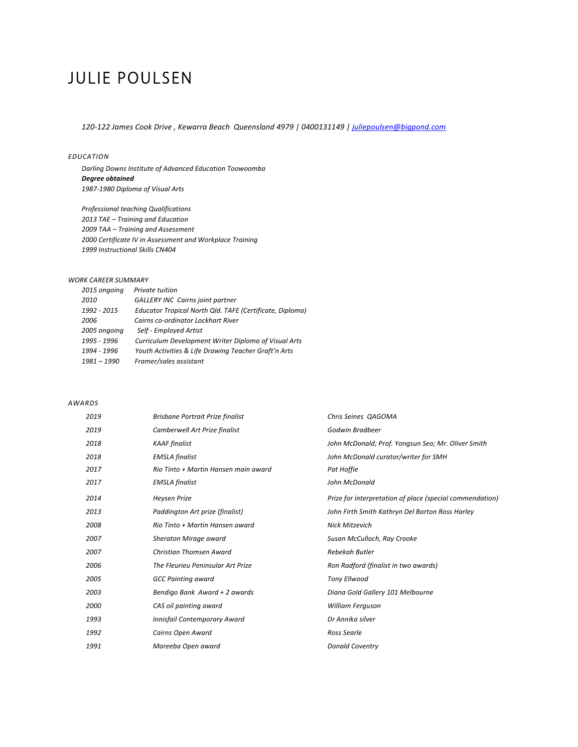# JULIE POULSEN

*120-122 James Cook Drive , Kewarra Beach Queensland 4979 | 0400131149 | [juliepoulsen@bigpond.com](mailto:juliepoulsen@bigpond.com)*

## *EDUCATION*

*Darling Downs Institute of Advanced Education Toowoomba*
***Degree obtained***
*1987-1980 Diploma of Visual Arts*

*Professional teaching Qualifications*
*2013 TAE – Training and Education*
*2009 TAA – Training and Assessment*
*2000 Certificate IV in Assessment and Workplace Training*
*1999 Instructional Skills CN404*

## *WORK CAREER SUMMARY*

| | |
|---|---|
| *2015 ongoing* | *Private tuition* |
| *2010* | *GALLERY INC Cairns joint partner* |
| *1992 - 2015* | *Educator Tropical North Qld. TAFE (Certificate, Diploma)* |
| *2006* | *Cairns co-ordinator Lockhart River* |
| *2005 ongoing* | *Self - Employed Artist* |
| *1995 - 1996* | *Curriculum Development Writer Diploma of Visual Arts* |
| *1994 - 1996* | *Youth Activities & Life Drawing Teacher Graft'n Arts* |
| *1981 – 1990* | *Framer/sales assistant* |

## *AWARDS*

| | | |
|---|---|---|
| *2019* | *Brisbane Portrait Prize finalist* | *Chris Seines QAGOMA* |
| *2019* | *Camberwell Art Prize finalist* | *Godwin Bradbeer* |
| *2018* | *KAAF finalist* | *John McDonald; Prof. Yongsun Seo; Mr. Oliver Smith* |
| *2018* | *EMSLA finalist* | *John McDonald curator/writer for SMH* |
| *2017* | *Rio Tinto + Martin Hansen main award* | *Pat Hoffie* |
| *2017* | *EMSLA finalist* | *John McDonald* |
| *2014* | *Heysen Prize* | *Prize for interpretation of place (special commendation)* |
| *2013* | *Paddington Art prize (finalist)* | *John Firth Smith Kathryn Del Barton Ross Harley* |
| *2008* | *Rio Tinto + Martin Hansen award* | *Nick Mitzevich* |
| *2007* | *Sheraton Mirage award* | *Susan McCulloch, Ray Crooke* |
| *2007* | *Christian Thomsen Award* | *Rebekah Butler* |
| *2006* | *The Fleurieu Peninsular Art Prize* | *Ron Radford (finalist in two awards)* |
| *2005* | *GCC Painting award* | *Tony Ellwood* |
| *2003* | *Bendigo Bank Award + 2 awards* | *Diana Gold Gallery 101 Melbourne* |
| *2000* | *CAS oil painting award* | *William Ferguson* |
| *1993* | *Innisfail Contemporary Award* | *Dr Annika silver* |
| *1992* | *Cairns Open Award* | *Ross Searle* |
| *1991* | *Mareeba Open award* | *Donald Coventry* |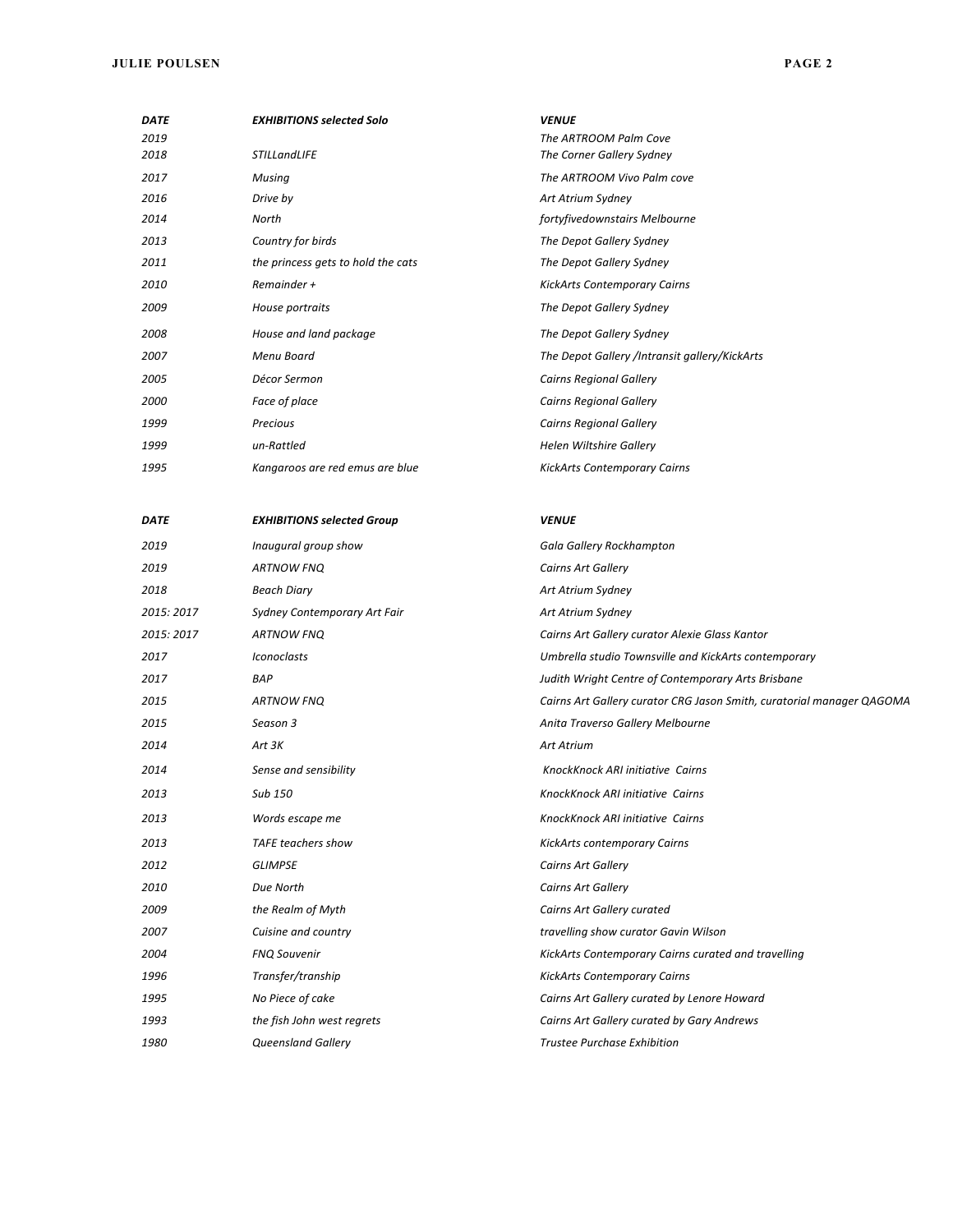| *DATE* | *EXHIBITIONS selected Solo* | *VENUE* |
|---|---|---|
| *2019* | | *The ARTROOM Palm Cove* |
| *2018* | *STILLandLIFE* | *The Corner Gallery Sydney* |
| *2017* | *Musing* | *The ARTROOM Vivo Palm cove* |
| *2016* | *Drive by* | *Art Atrium Sydney* |
| *2014* | *North* | *fortyfivedownstairs Melbourne* |
| *2013* | *Country for birds* | *The Depot Gallery Sydney* |
| *2011* | *the princess gets to hold the cats* | *The Depot Gallery Sydney* |
| *2010* | *Remainder +* | *KickArts Contemporary Cairns* |
| *2009* | *House portraits* | *The Depot Gallery Sydney* |
| *2008* | *House and land package* | *The Depot Gallery Sydney* |
| *2007* | *Menu Board* | *The Depot Gallery /Intransit gallery/KickArts* |
| *2005* | *Décor Sermon* | *Cairns Regional Gallery* |
| *2000* | *Face of place* | *Cairns Regional Gallery* |
| *1999* | *Precious* | *Cairns Regional Gallery* |
| *1999* | *un-Rattled* | *Helen Wiltshire Gallery* |
| *1995* | *Kangaroos are red emus are blue* | *KickArts Contemporary Cairns* |

| *DATE* | *EXHIBITIONS selected Group* | *VENUE* |
|---|---|---|
| *2019* | *Inaugural group show* | *Gala Gallery Rockhampton* |
| *2019* | *ARTNOW FNQ* | *Cairns Art Gallery* |
| *2018* | *Beach Diary* | *Art Atrium Sydney* |
| *2015: 2017* | *Sydney Contemporary Art Fair* | *Art Atrium Sydney* |
| *2015: 2017* | *ARTNOW FNQ* | *Cairns Art Gallery curator Alexie Glass Kantor* |
| *2017* | *Iconoclasts* | *Umbrella studio Townsville and KickArts contemporary* |
| *2017* | *BAP* | *Judith Wright Centre of Contemporary Arts Brisbane* |
| *2015* | *ARTNOW FNQ* | *Cairns Art Gallery curator CRG Jason Smith, curatorial manager QAGOMA* |
| *2015* | *Season 3* | *Anita Traverso Gallery Melbourne* |
| *2014* | *Art 3K* | *Art Atrium* |
| *2014* | *Sense and sensibility* | *KnockKnock ARI initiative Cairns* |
| *2013* | *Sub 150* | *KnockKnock ARI initiative Cairns* |
| *2013* | *Words escape me* | *KnockKnock ARI initiative Cairns* |
| *2013* | *TAFE teachers show* | *KickArts contemporary Cairns* |
| *2012* | *GLIMPSE* | *Cairns Art Gallery* |
| *2010* | *Due North* | *Cairns Art Gallery* |
| *2009* | *the Realm of Myth* | *Cairns Art Gallery curated* |
| *2007* | *Cuisine and country* | *travelling show curator Gavin Wilson* |
| *2004* | *FNQ Souvenir* | *KickArts Contemporary Cairns curated and travelling* |
| *1996* | *Transfer/tranship* | *KickArts Contemporary Cairns* |
| *1995* | *No Piece of cake* | *Cairns Art Gallery curated by Lenore Howard* |
| *1993* | *the fish John west regrets* | *Cairns Art Gallery curated by Gary Andrews* |
| *1980* | *Queensland Gallery* | *Trustee Purchase Exhibition* |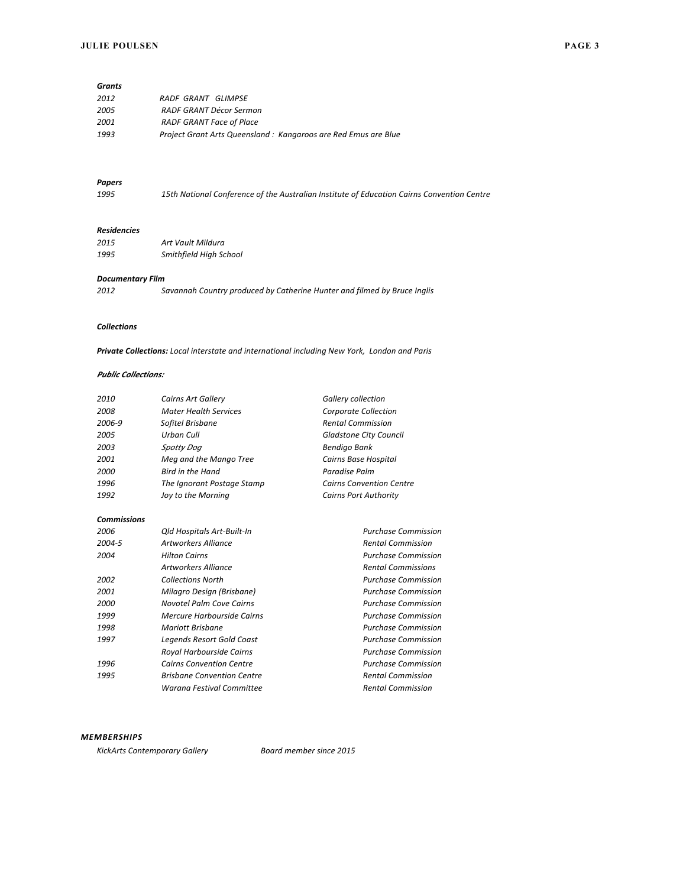***Grants***

| | |
|---|---|
| *2012* | *RADF GRANT GLIMPSE* |
| *2005* | *RADF GRANT Décor Sermon* |
| *2001* | *RADF GRANT Face of Place* |
| *1993* | *Project Grant Arts Queensland : Kangaroos are Red Emus are Blue* |

***Papers***

| | |
|---|---|
| *1995* | *15th National Conference of the Australian Institute of Education Cairns Convention Centre* |

***Residencies***

| | |
|---|---|
| *2015* | *Art Vault Mildura* |
| *1995* | *Smithfield High School* |

***Documentary Film***

| | |
|---|---|
| *2012* | *Savannah Country produced by Catherine Hunter and filmed by Bruce Inglis* |

***Collections***

***Private Collections:*** *Local interstate and international including New York, London and Paris*

***Public Collections:***

| | | |
|---|---|---|
| *2010* | *Cairns Art Gallery* | *Gallery collection* |
| *2008* | *Mater Health Services* | *Corporate Collection* |
| *2006-9* | *Sofitel Brisbane* | *Rental Commission* |
| *2005* | *Urban Cull* | *Gladstone City Council* |
| *2003* | *Spotty Dog* | *Bendigo Bank* |
| *2001* | *Meg and the Mango Tree* | *Cairns Base Hospital* |
| *2000* | *Bird in the Hand* | *Paradise Palm* |
| *1996* | *The Ignorant Postage Stamp* | *Cairns Convention Centre* |
| *1992* | *Joy to the Morning* | *Cairns Port Authority* |

***Commissions***

| | | |
|---|---|---|
| *2006* | *Qld Hospitals Art-Built-In* | *Purchase Commission* |
| *2004-5* | *Artworkers Alliance* | *Rental Commission* |
| *2004* | *Hilton Cairns* | *Purchase Commission* |
| | *Artworkers Alliance* | *Rental Commissions* |
| *2002* | *Collections North* | *Purchase Commission* |
| *2001* | *Milagro Design (Brisbane)* | *Purchase Commission* |
| *2000* | *Novotel Palm Cove Cairns* | *Purchase Commission* |
| *1999* | *Mercure Harbourside Cairns* | *Purchase Commission* |
| *1998* | *Mariott Brisbane* | *Purchase Commission* |
| *1997* | *Legends Resort Gold Coast* | *Purchase Commission* |
| | *Royal Harbourside Cairns* | *Purchase Commission* |
| *1996* | *Cairns Convention Centre* | *Purchase Commission* |
| *1995* | *Brisbane Convention Centre* | *Rental Commission* |
| | *Warana Festival Committee* | *Rental Commission* |

***MEMBERSHIPS***

| | |
|---|---|
| *KickArts Contemporary Gallery* | *Board member since 2015* |